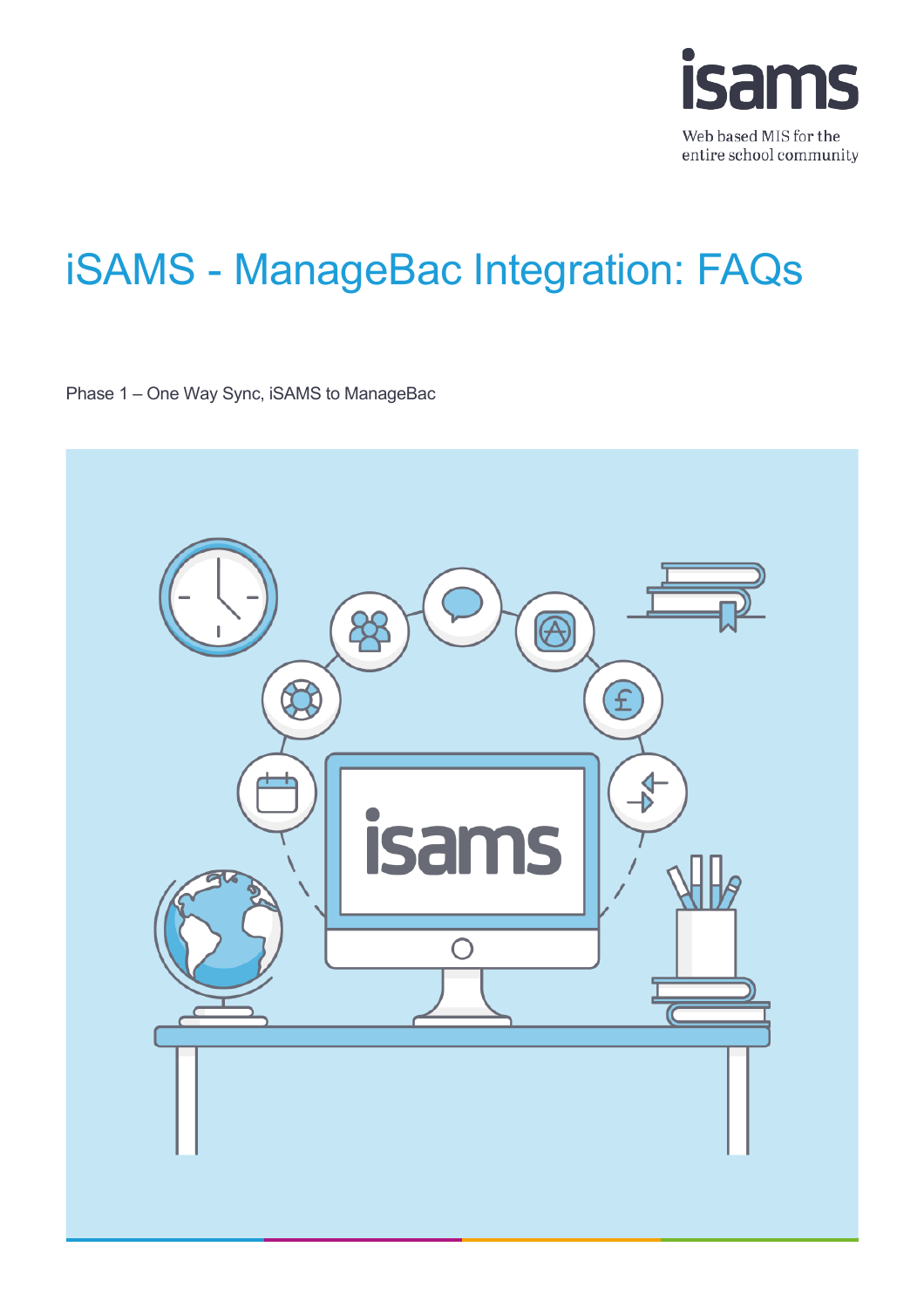isams

Web based MIS for the entire school community

# iSAMS - ManageBac Integration: FAQs

Phase 1 – One Way Sync, iSAMS to ManageBac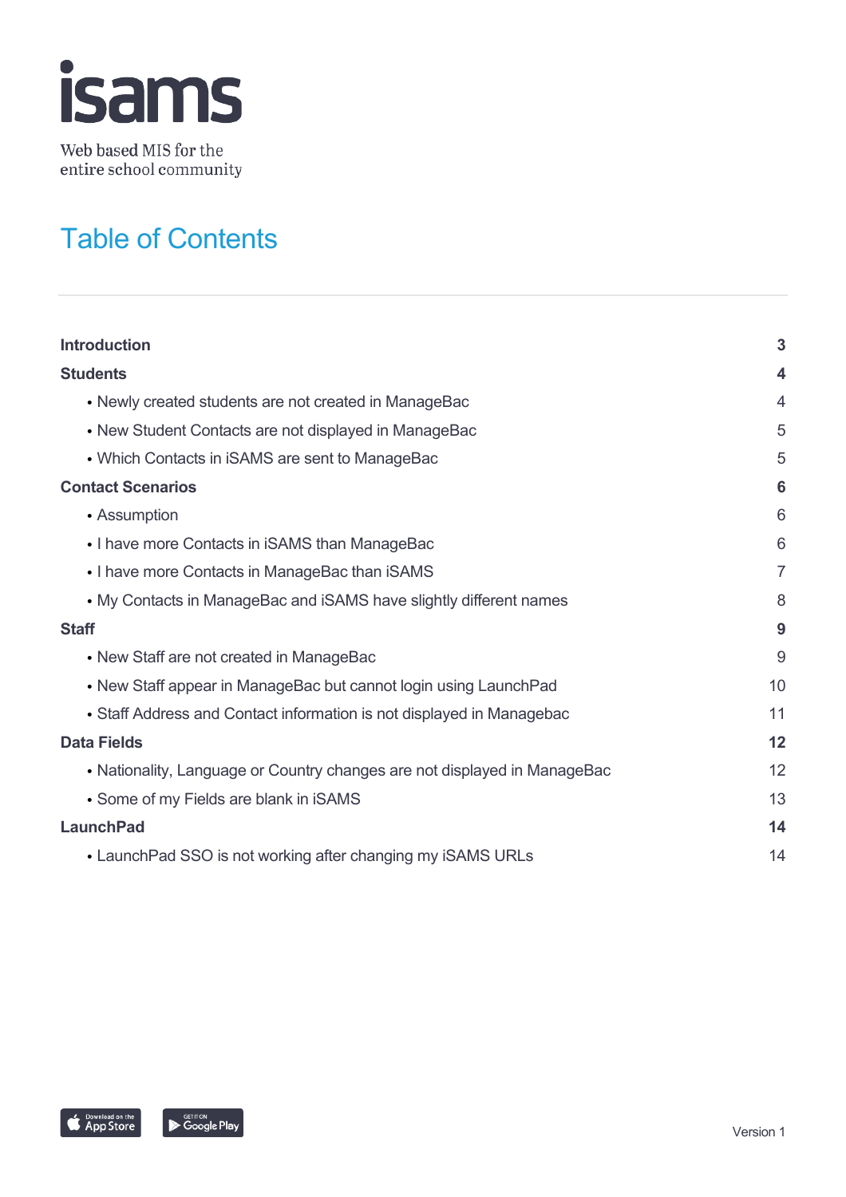isams

Web based MIS for the
entire school community

# Table of Contents

| | |
|---|---|
| **Introduction** | **3** |
| **Students** | **4** |
| • Newly created students are not created in ManageBac | 4 |
| • New Student Contacts are not displayed in ManageBac | 5 |
| • Which Contacts in iSAMS are sent to ManageBac | 5 |
| **Contact Scenarios** | **6** |
| • Assumption | 6 |
| • I have more Contacts in iSAMS than ManageBac | 6 |
| • I have more Contacts in ManageBac than iSAMS | 7 |
| • My Contacts in ManageBac and iSAMS have slightly different names | 8 |
| **Staff** | **9** |
| • New Staff are not created in ManageBac | 9 |
| • New Staff appear in ManageBac but cannot login using LaunchPad | 10 |
| • Staff Address and Contact information is not displayed in Managebac | 11 |
| **Data Fields** | **12** |
| • Nationality, Language or Country changes are not displayed in ManageBac | 12 |
| • Some of my Fields are blank in iSAMS | 13 |
| **LaunchPad** | **14** |
| • LaunchPad SSO is not working after changing my iSAMS URLs | 14 |

Version 1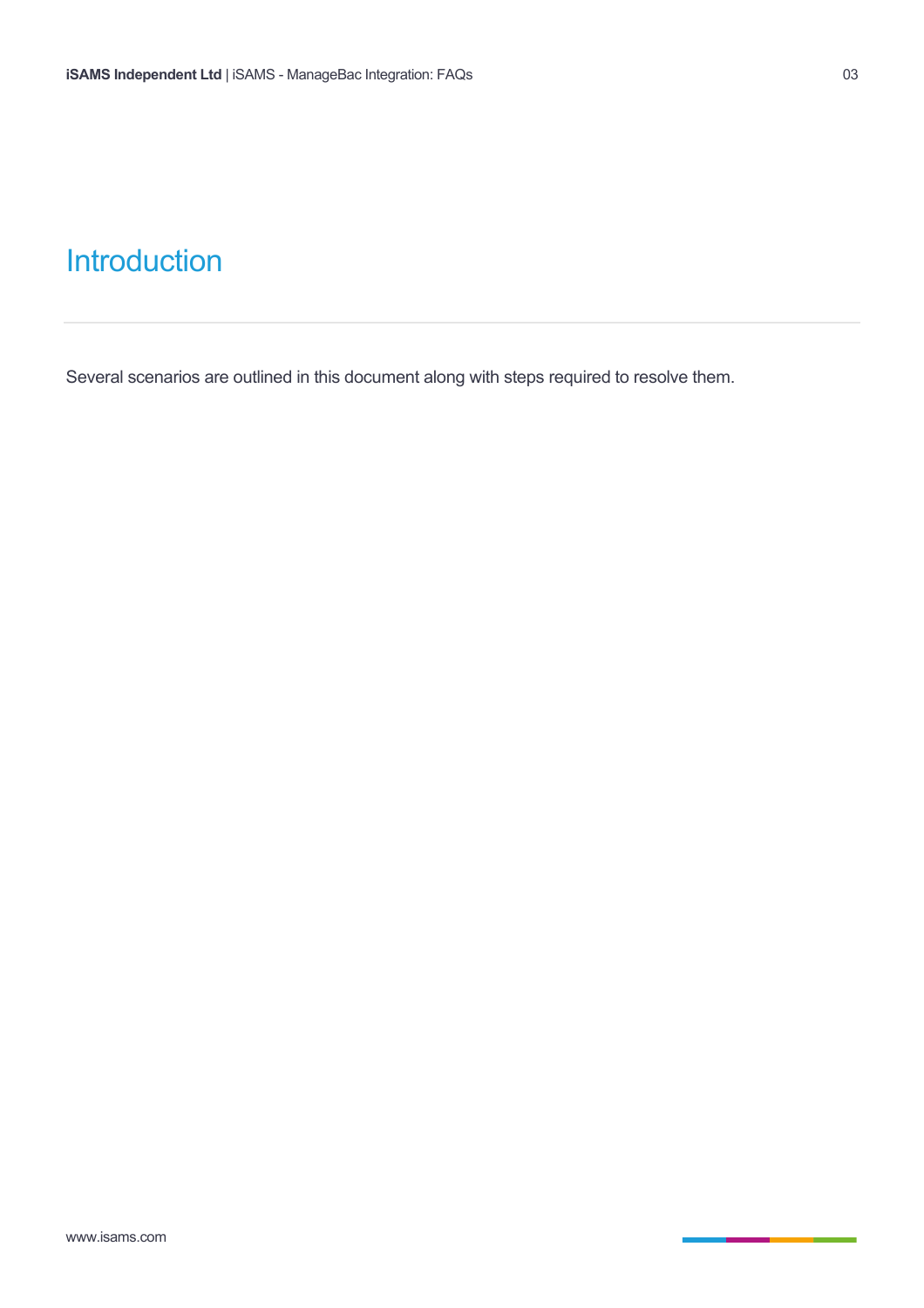# Introduction

Several scenarios are outlined in this document along with steps required to resolve them.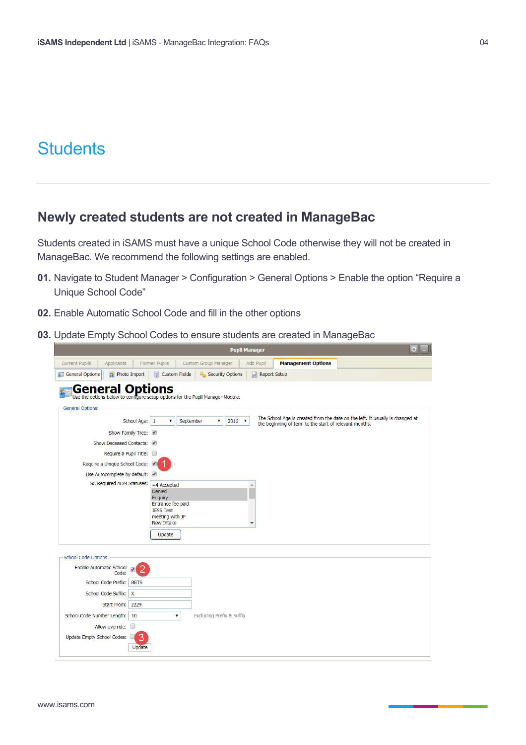# Students

## Newly created students are not created in ManageBac

Students created in iSAMS must have a unique School Code otherwise they will not be created in ManageBac. We recommend the following settings are enabled.

**01.** Navigate to Student Manager > Configuration > General Options > Enable the option “Require a Unique School Code”

**02.** Enable Automatic School Code and fill in the other options

**03.** Update Empty School Codes to ensure students are created in ManageBac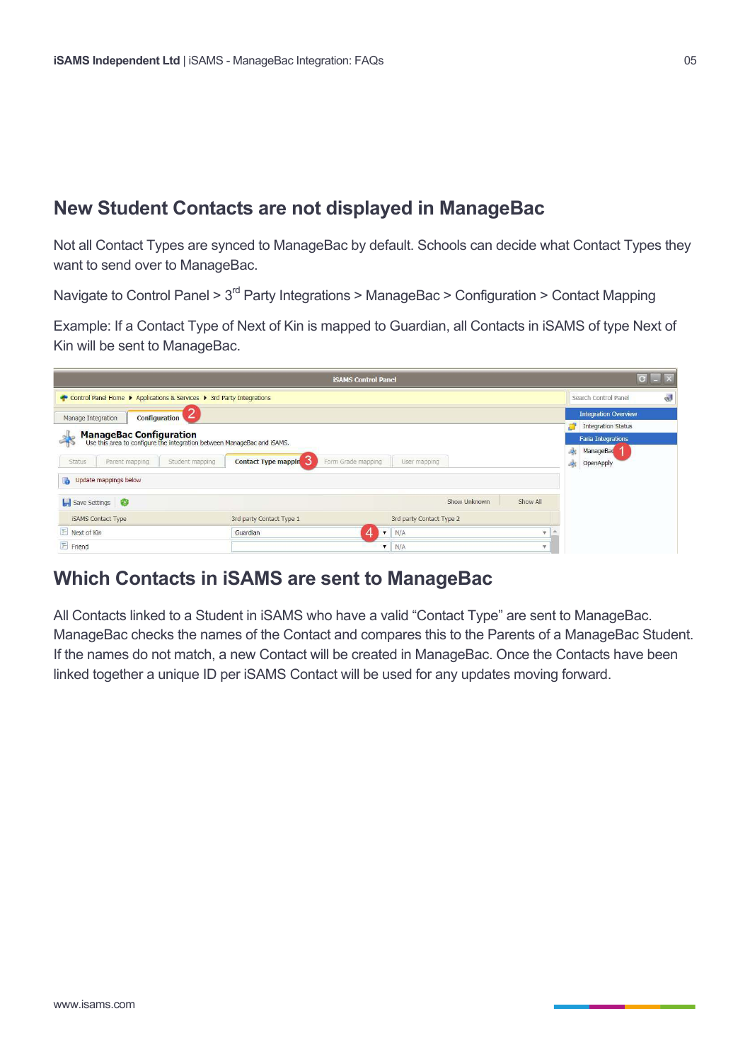## New Student Contacts are not displayed in ManageBac

Not all Contact Types are synced to ManageBac by default. Schools can decide what Contact Types they want to send over to ManageBac.

Navigate to Control Panel > 3rd Party Integrations > ManageBac > Configuration > Contact Mapping

Example: If a Contact Type of Next of Kin is mapped to Guardian, all Contacts in iSAMS of type Next of Kin will be sent to ManageBac.

## Which Contacts in iSAMS are sent to ManageBac

All Contacts linked to a Student in iSAMS who have a valid "Contact Type" are sent to ManageBac. ManageBac checks the names of the Contact and compares this to the Parents of a ManageBac Student. If the names do not match, a new Contact will be created in ManageBac. Once the Contacts have been linked together a unique ID per iSAMS Contact will be used for any updates moving forward.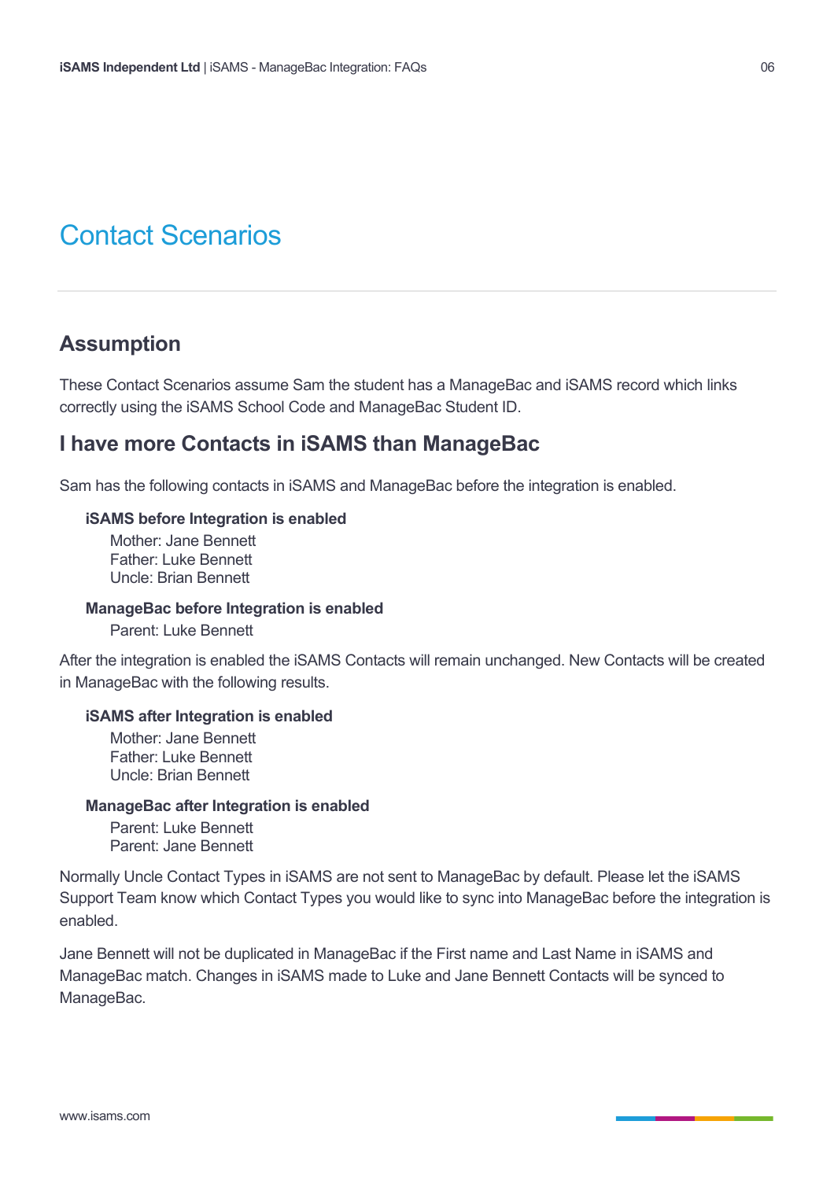# Contact Scenarios

## Assumption

These Contact Scenarios assume Sam the student has a ManageBac and iSAMS record which links correctly using the iSAMS School Code and ManageBac Student ID.

## I have more Contacts in iSAMS than ManageBac

Sam has the following contacts in iSAMS and ManageBac before the integration is enabled.

**iSAMS before Integration is enabled**

Mother: Jane Bennett
Father: Luke Bennett
Uncle: Brian Bennett

**ManageBac before Integration is enabled**

Parent: Luke Bennett

After the integration is enabled the iSAMS Contacts will remain unchanged. New Contacts will be created in ManageBac with the following results.

**iSAMS after Integration is enabled**

Mother: Jane Bennett
Father: Luke Bennett
Uncle: Brian Bennett

**ManageBac after Integration is enabled**

Parent: Luke Bennett
Parent: Jane Bennett

Normally Uncle Contact Types in iSAMS are not sent to ManageBac by default. Please let the iSAMS Support Team know which Contact Types you would like to sync into ManageBac before the integration is enabled.

Jane Bennett will not be duplicated in ManageBac if the First name and Last Name in iSAMS and ManageBac match. Changes in iSAMS made to Luke and Jane Bennett Contacts will be synced to ManageBac.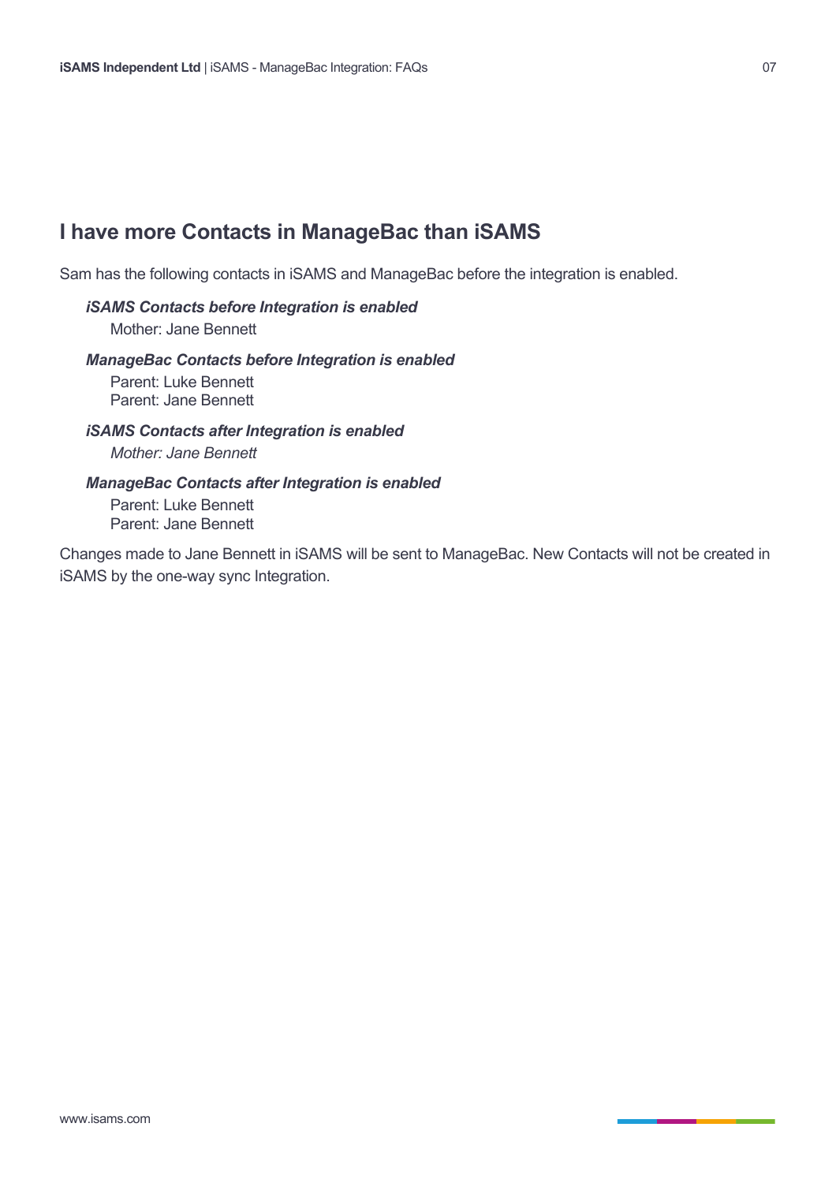## I have more Contacts in ManageBac than iSAMS

Sam has the following contacts in iSAMS and ManageBac before the integration is enabled.

***iSAMS Contacts before Integration is enabled***

Mother: Jane Bennett

***ManageBac Contacts before Integration is enabled***

Parent: Luke Bennett
Parent: Jane Bennett

***iSAMS Contacts after Integration is enabled***

*Mother: Jane Bennett*

***ManageBac Contacts after Integration is enabled***

Parent: Luke Bennett
Parent: Jane Bennett

Changes made to Jane Bennett in iSAMS will be sent to ManageBac. New Contacts will not be created in iSAMS by the one-way sync Integration.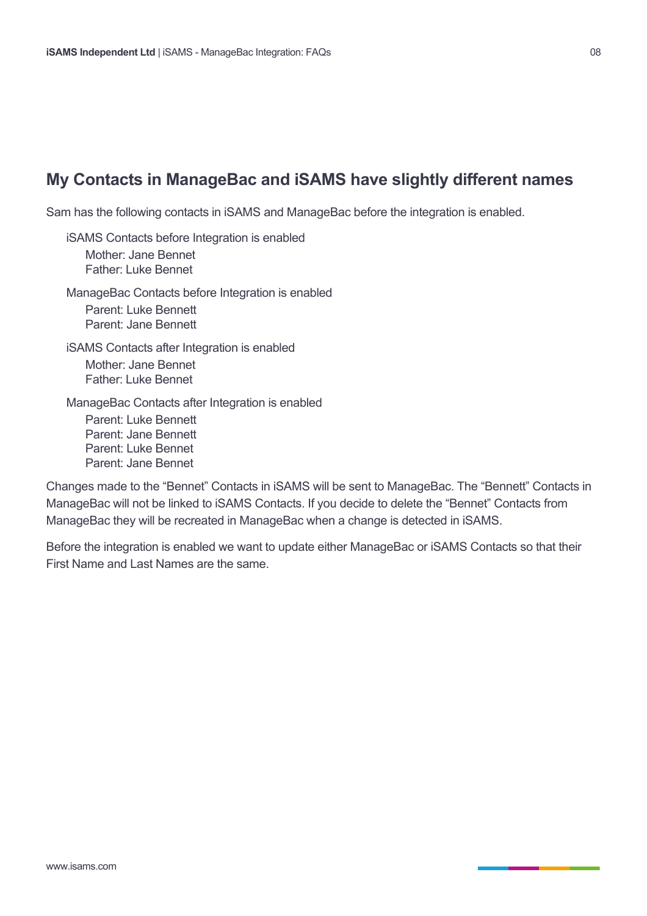## My Contacts in ManageBac and iSAMS have slightly different names

Sam has the following contacts in iSAMS and ManageBac before the integration is enabled.

iSAMS Contacts before Integration is enabled

- Mother: Jane Bennet
- Father: Luke Bennet

ManageBac Contacts before Integration is enabled

- Parent: Luke Bennett
- Parent: Jane Bennett

iSAMS Contacts after Integration is enabled

- Mother: Jane Bennet
- Father: Luke Bennet

ManageBac Contacts after Integration is enabled

- Parent: Luke Bennett
- Parent: Jane Bennett
- Parent: Luke Bennet
- Parent: Jane Bennet

Changes made to the “Bennet” Contacts in iSAMS will be sent to ManageBac. The “Bennett” Contacts in ManageBac will not be linked to iSAMS Contacts. If you decide to delete the “Bennet” Contacts from ManageBac they will be recreated in ManageBac when a change is detected in iSAMS.

Before the integration is enabled we want to update either ManageBac or iSAMS Contacts so that their First Name and Last Names are the same.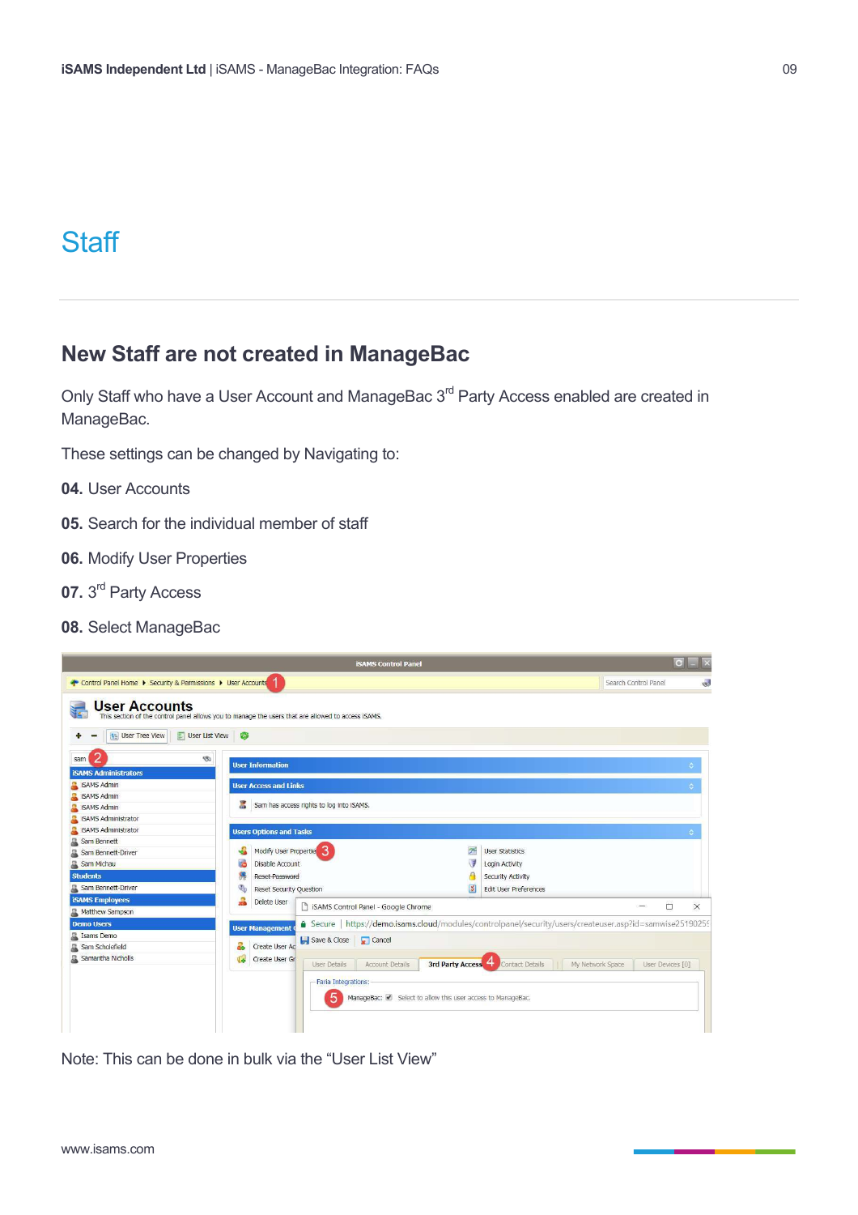// Staff

## New Staff are not created in ManageBac

Only Staff who have a User Account and ManageBac 3rd Party Access enabled are created in ManageBac.

These settings can be changed by Navigating to:

**04.** User Accounts

**05.** Search for the individual member of staff

**06.** Modify User Properties

**07.** 3rd Party Access

**08.** Select ManageBac

Note: This can be done in bulk via the “User List View”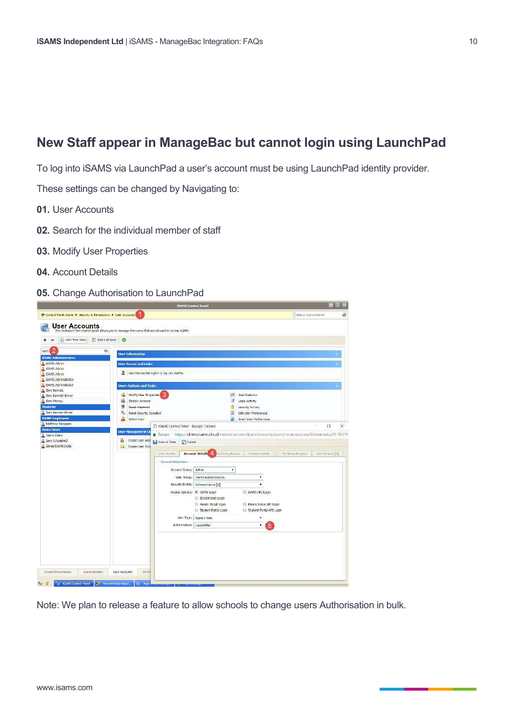## New Staff appear in ManageBac but cannot login using LaunchPad

To log into iSAMS via LaunchPad a user's account must be using LaunchPad identity provider.

These settings can be changed by Navigating to:

**01.** User Accounts

**02.** Search for the individual member of staff

**03.** Modify User Properties

**04.** Account Details

**05.** Change Authorisation to LaunchPad

Note: We plan to release a feature to allow schools to change users Authorisation in bulk.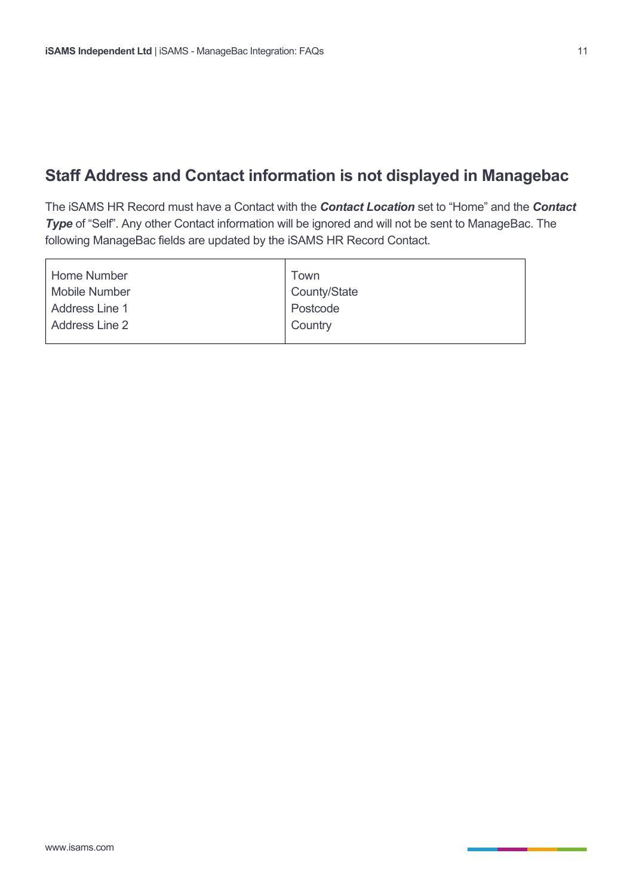## Staff Address and Contact information is not displayed in Managebac

The iSAMS HR Record must have a Contact with the ***Contact Location*** set to “Home” and the ***Contact Type*** of “Self”. Any other Contact information will be ignored and will not be sent to ManageBac. The following ManageBac fields are updated by the iSAMS HR Record Contact.

| | |
|---|---|
| Home Number | Town |
| Mobile Number | County/State |
| Address Line 1 | Postcode |
| Address Line 2 | Country |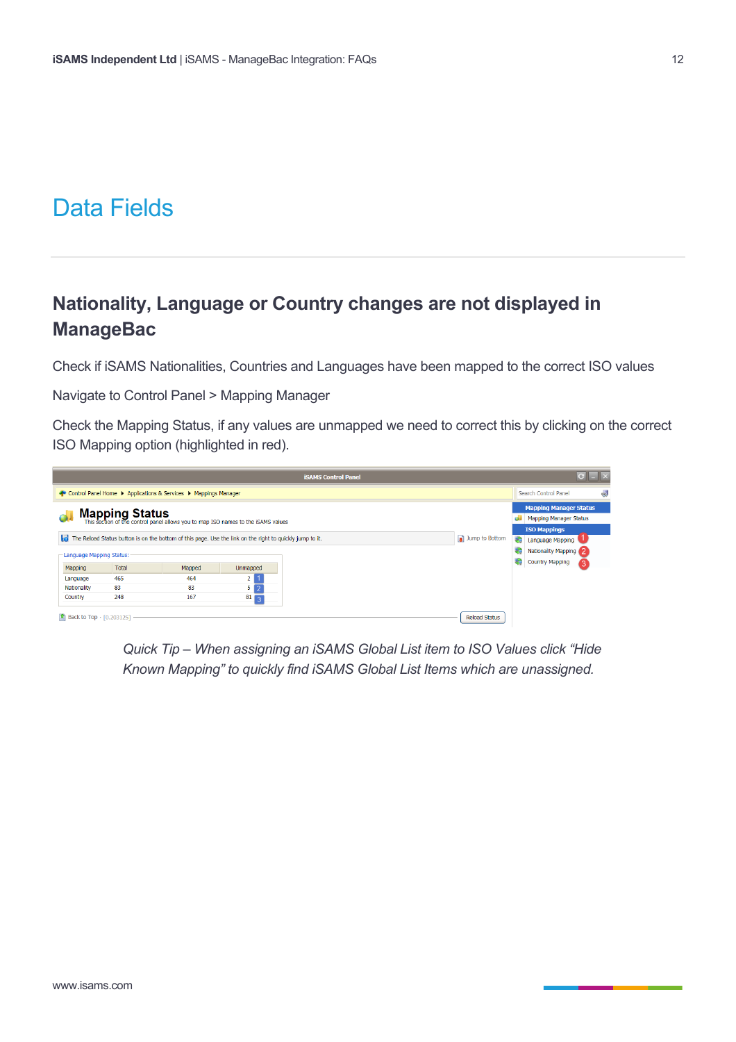# Data Fields

## Nationality, Language or Country changes are not displayed in ManageBac

Check if iSAMS Nationalities, Countries and Languages have been mapped to the correct ISO values

Navigate to Control Panel > Mapping Manager

Check the Mapping Status, if any values are unmapped we need to correct this by clicking on the correct ISO Mapping option (highlighted in red).

iSAMS Control Panel

Control Panel Home ▸ Applications & Services ▸ Mappings Manager

Search Control Panel

**Mapping Status**

This section of the control panel allows you to map ISO names to the iSAMS values

The Reload Status button is on the bottom of this page. Use the link on the right to quickly jump to it.

Jump to Bottom

Language Mapping Status:

| Mapping | Total | Mapped | Unmapped |
|---|---|---|---|
| Language | 465 | 464 | 2 [1] |
| Nationality | 83 | 83 | 5 [2] |
| Country | 248 | 167 | 81 [3] |

Back to Top · [0.203125]

Reload Status

Mapping Manager Status
- Mapping Manager Status

ISO Mappings
- Language Mapping [1]
- Nationality Mapping [2]
- Country Mapping [3]

*Quick Tip – When assigning an iSAMS Global List item to ISO Values click "Hide Known Mapping" to quickly find iSAMS Global List Items which are unassigned.*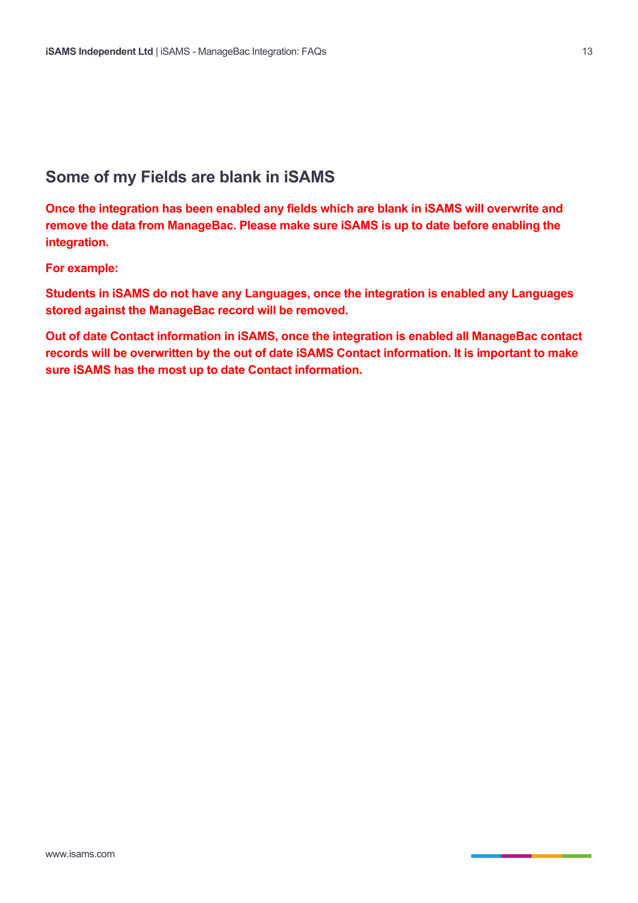## Some of my Fields are blank in iSAMS

**Once the integration has been enabled any fields which are blank in iSAMS will overwrite and remove the data from ManageBac. Please make sure iSAMS is up to date before enabling the integration.**

**For example:**

**Students in iSAMS do not have any Languages, once the integration is enabled any Languages stored against the ManageBac record will be removed.**

**Out of date Contact information in iSAMS, once the integration is enabled all ManageBac contact records will be overwritten by the out of date iSAMS Contact information. It is important to make sure iSAMS has the most up to date Contact information.**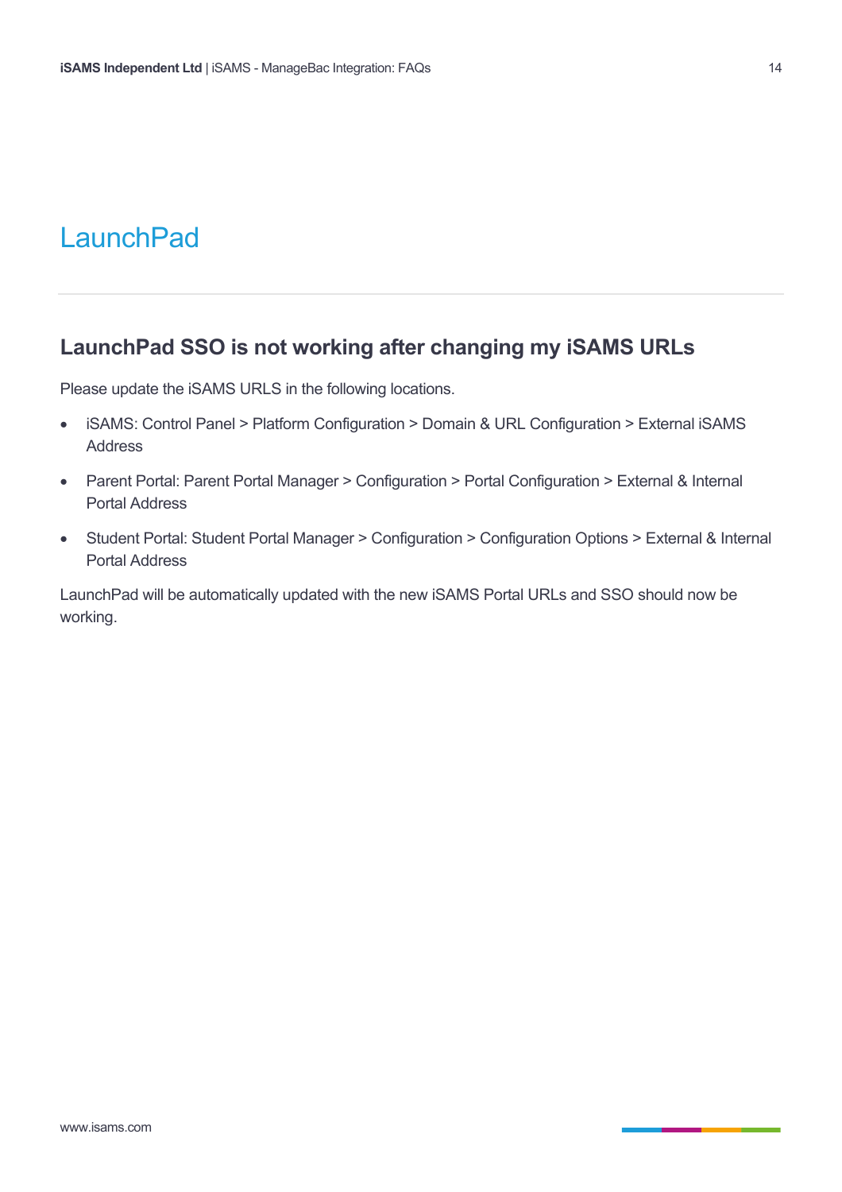# LaunchPad

## LaunchPad SSO is not working after changing my iSAMS URLs

Please update the iSAMS URLS in the following locations.

- iSAMS: Control Panel > Platform Configuration > Domain & URL Configuration > External iSAMS Address
- Parent Portal: Parent Portal Manager > Configuration > Portal Configuration > External & Internal Portal Address
- Student Portal: Student Portal Manager > Configuration > Configuration Options > External & Internal Portal Address

LaunchPad will be automatically updated with the new iSAMS Portal URLs and SSO should now be working.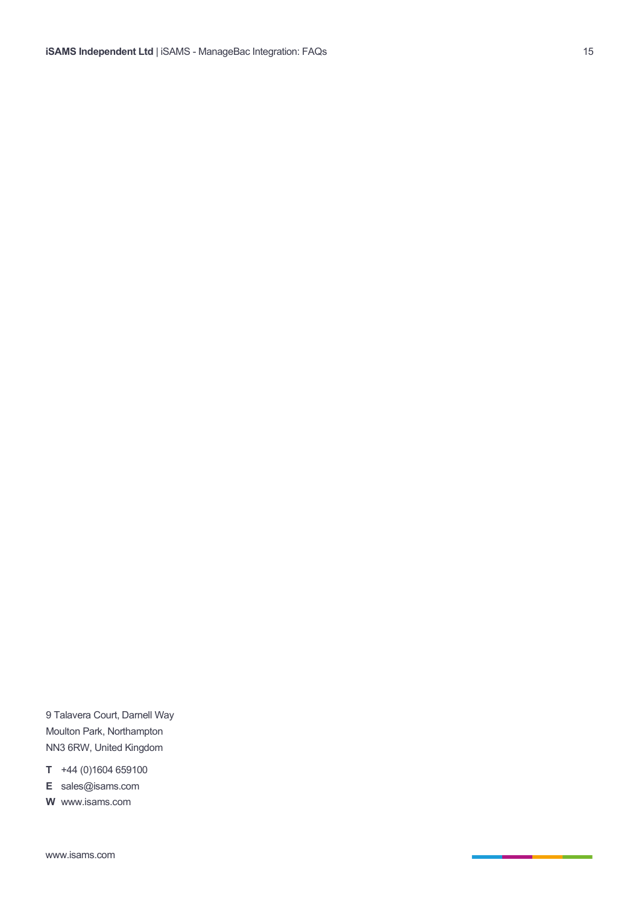9 Talavera Court, Darnell Way
Moulton Park, Northampton
NN3 6RW, United Kingdom

**T** +44 (0)1604 659100
**E** sales@isams.com
**W** www.isams.com